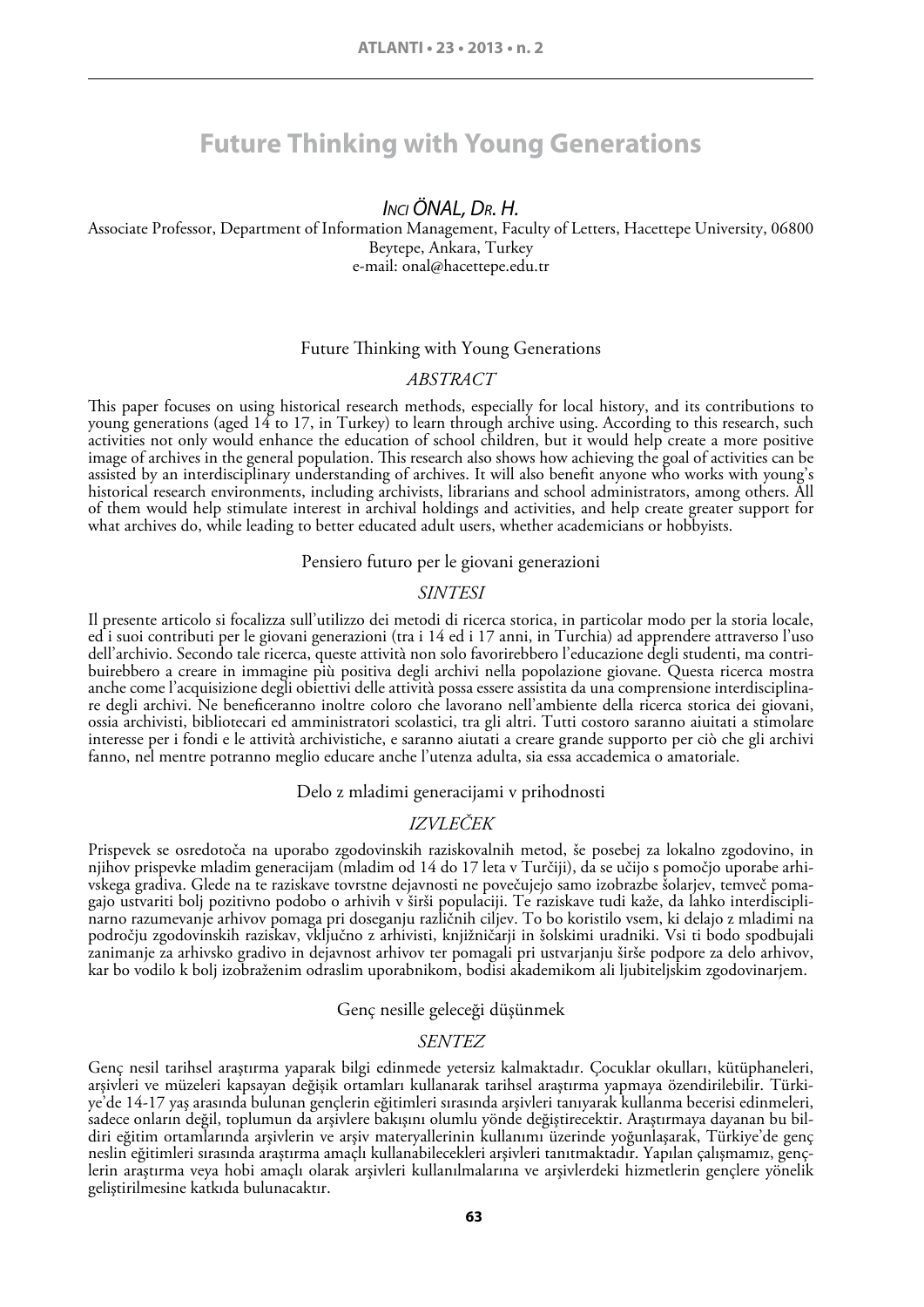# Future Thinking with Young Generations

*Inci ÖNAL, Dr. H.*

Associate Professor, Department of Information Management, Faculty of Letters, Hacettepe University, 06800 Beytepe, Ankara, Turkey
e-mail: onal@hacettepe.edu.tr

## Future Thinking with Young Generations

### *ABSTRACT*

This paper focuses on using historical research methods, especially for local history, and its contributions to young generations (aged 14 to 17, in Turkey) to learn through archive using. According to this research, such activities not only would enhance the education of school children, but it would help create a more positive image of archives in the general population. This research also shows how achieving the goal of activities can be assisted by an interdisciplinary understanding of archives. It will also benefit anyone who works with young's historical research environments, including archivists, librarians and school administrators, among others. All of them would help stimulate interest in archival holdings and activities, and help create greater support for what archives do, while leading to better educated adult users, whether academicians or hobbyists.

## Pensiero futuro per le giovani generazioni

### *SINTESI*

Il presente articolo si focalizza sull'utilizzo dei metodi di ricerca storica, in particolar modo per la storia locale, ed i suoi contributi per le giovani generazioni (tra i 14 ed i 17 anni, in Turchia) ad apprendere attraverso l'uso dell'archivio. Secondo tale ricerca, queste attività non solo favorirebbero l'educazione degli studenti, ma contribuirebbero a creare in immagine più positiva degli archivi nella popolazione giovane. Questa ricerca mostra anche come l'acquisizione degli obiettivi delle attività possa essere assistita da una comprensione interdisciplinare degli archivi. Ne beneficeranno inoltre coloro che lavorano nell'ambiente della ricerca storica dei giovani, ossia archivisti, bibliotecari ed amministratori scolastici, tra gli altri. Tutti costoro saranno aiuitati a stimolare interesse per i fondi e le attività archivistiche, e saranno aiutati a creare grande supporto per ciò che gli archivi fanno, nel mentre potranno meglio educare anche l'utenza adulta, sia essa accademica o amatoriale.

## Delo z mladimi generacijami v prihodnosti

### *IZVLEČEK*

Prispevek se osredotoča na uporabo zgodovinskih raziskovalnih metod, še posebej za lokalno zgodovino, in njihov prispevke mladim generacijam (mladim od 14 do 17 leta v Turčiji), da se učijo s pomočjo uporabe arhivskega gradiva. Glede na te raziskave tovrstne dejavnosti ne povečujejo samo izobrazbe šolarjev, temveč pomagajo ustvariti bolj pozitivno podobo o arhivih v širši populaciji. Te raziskave tudi kaže, da lahko interdisciplinarno razumevanje arhivov pomaga pri doseganju različnih ciljev. To bo koristilo vsem, ki delajo z mladimi na področju zgodovinskih raziskav, vključno z arhivisti, knjižničarji in šolskimi uradniki. Vsi ti bodo spodbujali zanimanje za arhivsko gradivo in dejavnost arhivov ter pomagali pri ustvarjanju širše podpore za delo arhivov, kar bo vodilo k bolj izobraženim odraslim uporabnikom, bodisi akademikom ali ljubiteljskim zgodovinarjem.

## Genç nesille geleceği düşünmek

### *SENTEZ*

Genç nesil tarihsel araştırma yaparak bilgi edinmede yetersiz kalmaktadır. Çocuklar okulları, kütüphaneleri, arşivleri ve müzeleri kapsayan değişik ortamları kullanarak tarihsel araştırma yapmaya özendirilebilir. Türkiye'de 14-17 yaş arasında bulunan gençlerin eğitimleri sırasında arşivleri tanıyarak kullanma becerisi edinmeleri, sadece onların değil, toplumun da arşivlere bakışını olumlu yönde değiştirecektir. Araştırmaya dayanan bu bildiri eğitim ortamlarında arşivlerin ve arşiv materyallerinin kullanımı üzerinde yoğunlaşarak, Türkiye'de genç neslin eğitimleri sırasında araştırma amaçlı kullanabilecekleri arşivleri tanıtmaktadır. Yapılan çalışmamız, gençlerin araştırma veya hobi amaçlı olarak arşivleri kullanılmalarına ve arşivlerdeki hizmetlerin gençlere yönelik geliştirilmesine katkıda bulunacaktır.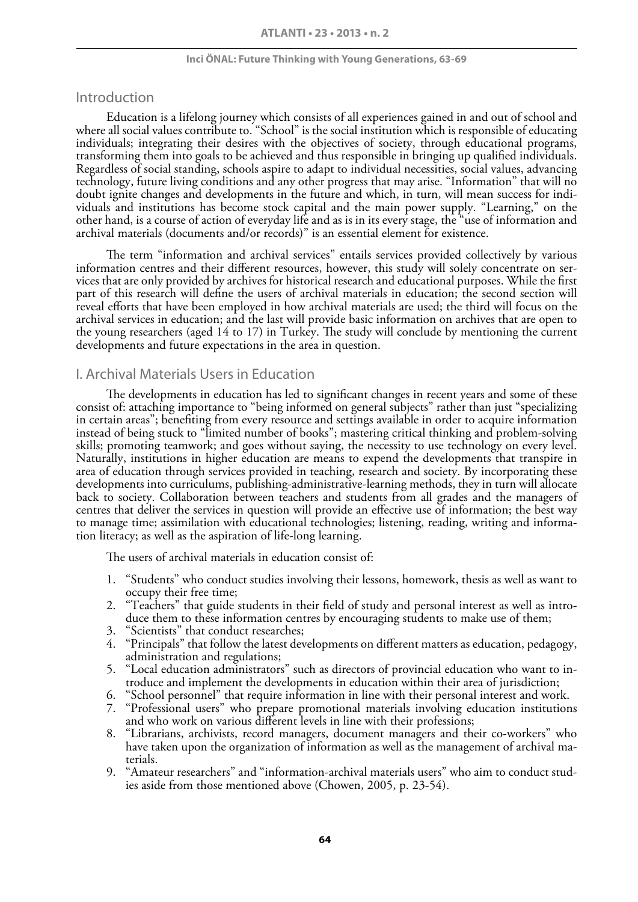## Introduction

Education is a lifelong journey which consists of all experiences gained in and out of school and where all social values contribute to. "School" is the social institution which is responsible of educating individuals; integrating their desires with the objectives of society, through educational programs, transforming them into goals to be achieved and thus responsible in bringing up qualified individuals. Regardless of social standing, schools aspire to adapt to individual necessities, social values, advancing technology, future living conditions and any other progress that may arise. "Information" that will no doubt ignite changes and developments in the future and which, in turn, will mean success for individuals and institutions has become stock capital and the main power supply. "Learning," on the other hand, is a course of action of everyday life and as is in its every stage, the "use of information and archival materials (documents and/or records)" is an essential element for existence.

The term "information and archival services" entails services provided collectively by various information centres and their different resources, however, this study will solely concentrate on services that are only provided by archives for historical research and educational purposes. While the first part of this research will define the users of archival materials in education; the second section will reveal efforts that have been employed in how archival materials are used; the third will focus on the archival services in education; and the last will provide basic information on archives that are open to the young researchers (aged 14 to 17) in Turkey. The study will conclude by mentioning the current developments and future expectations in the area in question.

## I. Archival Materials Users in Education

The developments in education has led to significant changes in recent years and some of these consist of: attaching importance to "being informed on general subjects" rather than just "specializing in certain areas"; benefiting from every resource and settings available in order to acquire information instead of being stuck to "limited number of books"; mastering critical thinking and problem-solving skills; promoting teamwork; and goes without saying, the necessity to use technology on every level. Naturally, institutions in higher education are means to expend the developments that transpire in area of education through services provided in teaching, research and society. By incorporating these developments into curriculums, publishing-administrative-learning methods, they in turn will allocate back to society. Collaboration between teachers and students from all grades and the managers of centres that deliver the services in question will provide an effective use of information; the best way to manage time; assimilation with educational technologies; listening, reading, writing and information literacy; as well as the aspiration of life-long learning.

The users of archival materials in education consist of:

1. "Students" who conduct studies involving their lessons, homework, thesis as well as want to occupy their free time;
2. "Teachers" that guide students in their field of study and personal interest as well as introduce them to these information centres by encouraging students to make use of them;
3. "Scientists" that conduct researches;
4. "Principals" that follow the latest developments on different matters as education, pedagogy, administration and regulations;
5. "Local education administrators" such as directors of provincial education who want to introduce and implement the developments in education within their area of jurisdiction;
6. "School personnel" that require information in line with their personal interest and work.
7. "Professional users" who prepare promotional materials involving education institutions and who work on various different levels in line with their professions;
8. "Librarians, archivists, record managers, document managers and their co-workers" who have taken upon the organization of information as well as the management of archival materials.
9. "Amateur researchers" and "information-archival materials users" who aim to conduct studies aside from those mentioned above (Chowen, 2005, p. 23-54).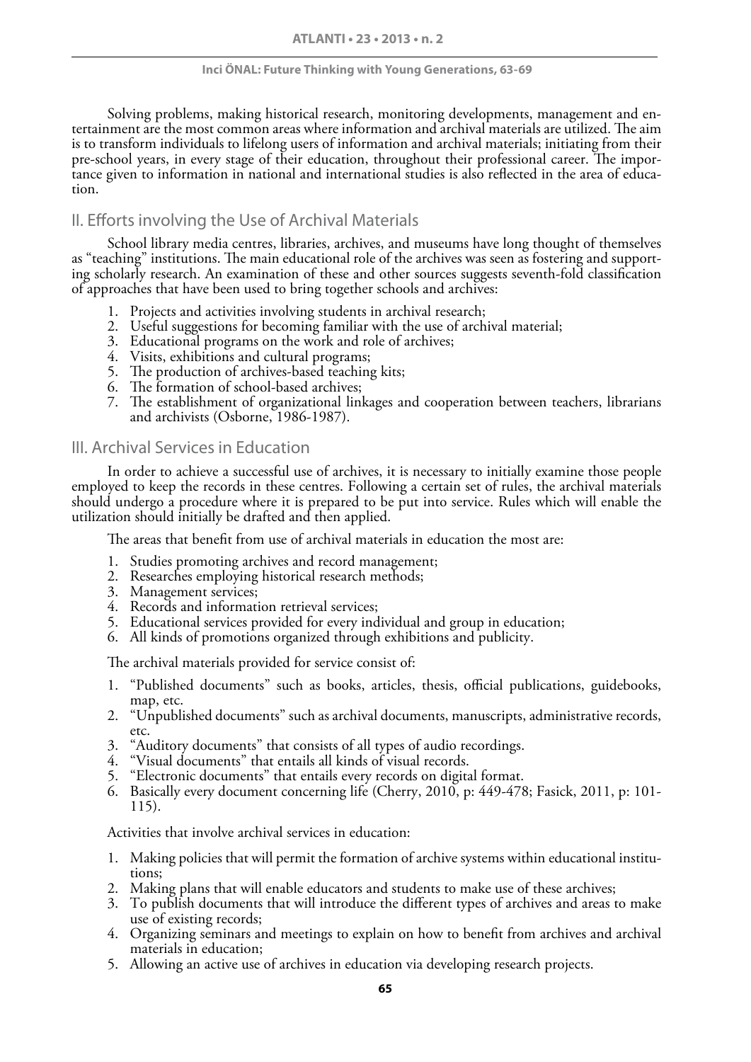Solving problems, making historical research, monitoring developments, management and entertainment are the most common areas where information and archival materials are utilized. The aim is to transform individuals to lifelong users of information and archival materials; initiating from their pre-school years, in every stage of their education, throughout their professional career. The importance given to information in national and international studies is also reflected in the area of education.

## II. Efforts involving the Use of Archival Materials

School library media centres, libraries, archives, and museums have long thought of themselves as "teaching" institutions. The main educational role of the archives was seen as fostering and supporting scholarly research. An examination of these and other sources suggests seventh-fold classification of approaches that have been used to bring together schools and archives:

1. Projects and activities involving students in archival research;
2. Useful suggestions for becoming familiar with the use of archival material;
3. Educational programs on the work and role of archives;
4. Visits, exhibitions and cultural programs;
5. The production of archives-based teaching kits;
6. The formation of school-based archives;
7. The establishment of organizational linkages and cooperation between teachers, librarians and archivists (Osborne, 1986-1987).

## III. Archival Services in Education

In order to achieve a successful use of archives, it is necessary to initially examine those people employed to keep the records in these centres. Following a certain set of rules, the archival materials should undergo a procedure where it is prepared to be put into service. Rules which will enable the utilization should initially be drafted and then applied.

The areas that benefit from use of archival materials in education the most are:

1. Studies promoting archives and record management;
2. Researches employing historical research methods;
3. Management services;
4. Records and information retrieval services;
5. Educational services provided for every individual and group in education;
6. All kinds of promotions organized through exhibitions and publicity.

The archival materials provided for service consist of:

1. "Published documents" such as books, articles, thesis, official publications, guidebooks, map, etc.
2. "Unpublished documents" such as archival documents, manuscripts, administrative records, etc.
3. "Auditory documents" that consists of all types of audio recordings.
4. "Visual documents" that entails all kinds of visual records.
5. "Electronic documents" that entails every records on digital format.
6. Basically every document concerning life (Cherry, 2010, p: 449-478; Fasick, 2011, p: 101-115).

Activities that involve archival services in education:

1. Making policies that will permit the formation of archive systems within educational institutions;
2. Making plans that will enable educators and students to make use of these archives;
3. To publish documents that will introduce the different types of archives and areas to make use of existing records;
4. Organizing seminars and meetings to explain on how to benefit from archives and archival materials in education;
5. Allowing an active use of archives in education via developing research projects.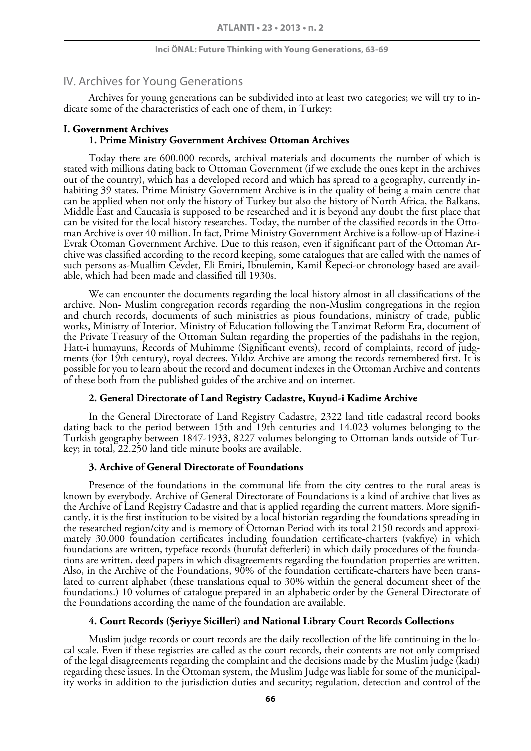## IV. Archives for Young Generations

Archives for young generations can be subdivided into at least two categories; we will try to indicate some of the characteristics of each one of them, in Turkey:

**I. Government Archives**

**1. Prime Ministry Government Archives: Ottoman Archives**

Today there are 600.000 records, archival materials and documents the number of which is stated with millions dating back to Ottoman Government (if we exclude the ones kept in the archives out of the country), which has a developed record and which has spread to a geography, currently inhabiting 39 states. Prime Ministry Government Archive is in the quality of being a main centre that can be applied when not only the history of Turkey but also the history of North Africa, the Balkans, Middle East and Caucasia is supposed to be researched and it is beyond any doubt the first place that can be visited for the local history researches. Today, the number of the classified records in the Ottoman Archive is over 40 million. In fact, Prime Ministry Government Archive is a follow-up of Hazine-i Evrak Otoman Government Archive. Due to this reason, even if significant part of the Ottoman Archive was classified according to the record keeping, some catalogues that are called with the names of such persons as-Muallim Cevdet, Eli Emiri, Ibnulemin, Kamil Kepeci-or chronology based are available, which had been made and classified till 1930s.

We can encounter the documents regarding the local history almost in all classifications of the archive. Non- Muslim congregation records regarding the non-Muslim congregations in the region and church records, documents of such ministries as pious foundations, ministry of trade, public works, Ministry of Interior, Ministry of Education following the Tanzimat Reform Era, document of the Private Treasury of the Ottoman Sultan regarding the properties of the padishahs in the region, Hatt-i humayuns, Records of Muhimme (Significant events), record of complaints, record of judgments (for 19th century), royal decrees, Yıldız Archive are among the records remembered first. It is possible for you to learn about the record and document indexes in the Ottoman Archive and contents of these both from the published guides of the archive and on internet.

**2. General Directorate of Land Registry Cadastre, Kuyud-i Kadime Archive**

In the General Directorate of Land Registry Cadastre, 2322 land title cadastral record books dating back to the period between 15th and 19th centuries and 14.023 volumes belonging to the Turkish geography between 1847-1933, 8227 volumes belonging to Ottoman lands outside of Turkey; in total, 22.250 land title minute books are available.

**3. Archive of General Directorate of Foundations**

Presence of the foundations in the communal life from the city centres to the rural areas is known by everybody. Archive of General Directorate of Foundations is a kind of archive that lives as the Archive of Land Registry Cadastre and that is applied regarding the current matters. More significantly, it is the first institution to be visited by a local historian regarding the foundations spreading in the researched region/city and is memory of Ottoman Period with its total 2150 records and approximately 30.000 foundation certificates including foundation certificate-charters (vakfiye) in which foundations are written, typeface records (hurufat defterleri) in which daily procedures of the foundations are written, deed papers in which disagreements regarding the foundation properties are written. Also, in the Archive of the Foundations, 90% of the foundation certificate-charters have been translated to current alphabet (these translations equal to 30% within the general document sheet of the foundations.) 10 volumes of catalogue prepared in an alphabetic order by the General Directorate of the Foundations according the name of the foundation are available.

**4. Court Records (Şeriyye Sicilleri) and National Library Court Records Collections**

Muslim judge records or court records are the daily recollection of the life continuing in the local scale. Even if these registries are called as the court records, their contents are not only comprised of the legal disagreements regarding the complaint and the decisions made by the Muslim judge (kadı) regarding these issues. In the Ottoman system, the Muslim Judge was liable for some of the municipality works in addition to the jurisdiction duties and security; regulation, detection and control of the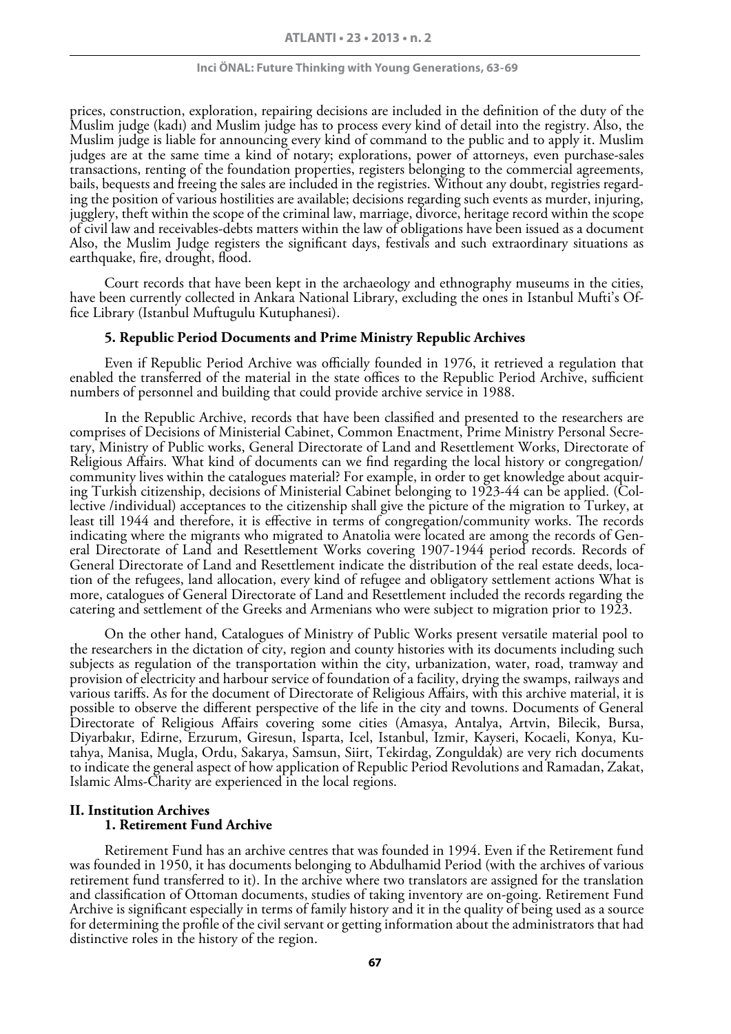prices, construction, exploration, repairing decisions are included in the definition of the duty of the Muslim judge (kadı) and Muslim judge has to process every kind of detail into the registry. Also, the Muslim judge is liable for announcing every kind of command to the public and to apply it. Muslim judges are at the same time a kind of notary; explorations, power of attorneys, even purchase-sales transactions, renting of the foundation properties, registers belonging to the commercial agreements, bails, bequests and freeing the sales are included in the registries. Without any doubt, registries regarding the position of various hostilities are available; decisions regarding such events as murder, injuring, jugglery, theft within the scope of the criminal law, marriage, divorce, heritage record within the scope of civil law and receivables-debts matters within the law of obligations have been issued as a document Also, the Muslim Judge registers the significant days, festivals and such extraordinary situations as earthquake, fire, drought, flood.

Court records that have been kept in the archaeology and ethnography museums in the cities, have been currently collected in Ankara National Library, excluding the ones in Istanbul Mufti's Office Library (Istanbul Muftugulu Kutuphanesi).

### 5. Republic Period Documents and Prime Ministry Republic Archives

Even if Republic Period Archive was officially founded in 1976, it retrieved a regulation that enabled the transferred of the material in the state offices to the Republic Period Archive, sufficient numbers of personnel and building that could provide archive service in 1988.

In the Republic Archive, records that have been classified and presented to the researchers are comprises of Decisions of Ministerial Cabinet, Common Enactment, Prime Ministry Personal Secretary, Ministry of Public works, General Directorate of Land and Resettlement Works, Directorate of Religious Affairs. What kind of documents can we find regarding the local history or congregation/community lives within the catalogues material? For example, in order to get knowledge about acquiring Turkish citizenship, decisions of Ministerial Cabinet belonging to 1923-44 can be applied. (Collective /individual) acceptances to the citizenship shall give the picture of the migration to Turkey, at least till 1944 and therefore, it is effective in terms of congregation/community works. The records indicating where the migrants who migrated to Anatolia were located are among the records of General Directorate of Land and Resettlement Works covering 1907-1944 period records. Records of General Directorate of Land and Resettlement indicate the distribution of the real estate deeds, location of the refugees, land allocation, every kind of refugee and obligatory settlement actions What is more, catalogues of General Directorate of Land and Resettlement included the records regarding the catering and settlement of the Greeks and Armenians who were subject to migration prior to 1923.

On the other hand, Catalogues of Ministry of Public Works present versatile material pool to the researchers in the dictation of city, region and county histories with its documents including such subjects as regulation of the transportation within the city, urbanization, water, road, tramway and provision of electricity and harbour service of foundation of a facility, drying the swamps, railways and various tariffs. As for the document of Directorate of Religious Affairs, with this archive material, it is possible to observe the different perspective of the life in the city and towns. Documents of General Directorate of Religious Affairs covering some cities (Amasya, Antalya, Artvin, Bilecik, Bursa, Diyarbakır, Edirne, Erzurum, Giresun, Isparta, Icel, Istanbul, Izmir, Kayseri, Kocaeli, Konya, Kutahya, Manisa, Mugla, Ordu, Sakarya, Samsun, Siirt, Tekirdag, Zonguldak) are very rich documents to indicate the general aspect of how application of Republic Period Revolutions and Ramadan, Zakat, Islamic Alms-Charity are experienced in the local regions.

## II. Institution Archives

### 1. Retirement Fund Archive

Retirement Fund has an archive centres that was founded in 1994. Even if the Retirement fund was founded in 1950, it has documents belonging to Abdulhamid Period (with the archives of various retirement fund transferred to it). In the archive where two translators are assigned for the translation and classification of Ottoman documents, studies of taking inventory are on-going. Retirement Fund Archive is significant especially in terms of family history and it in the quality of being used as a source for determining the profile of the civil servant or getting information about the administrators that had distinctive roles in the history of the region.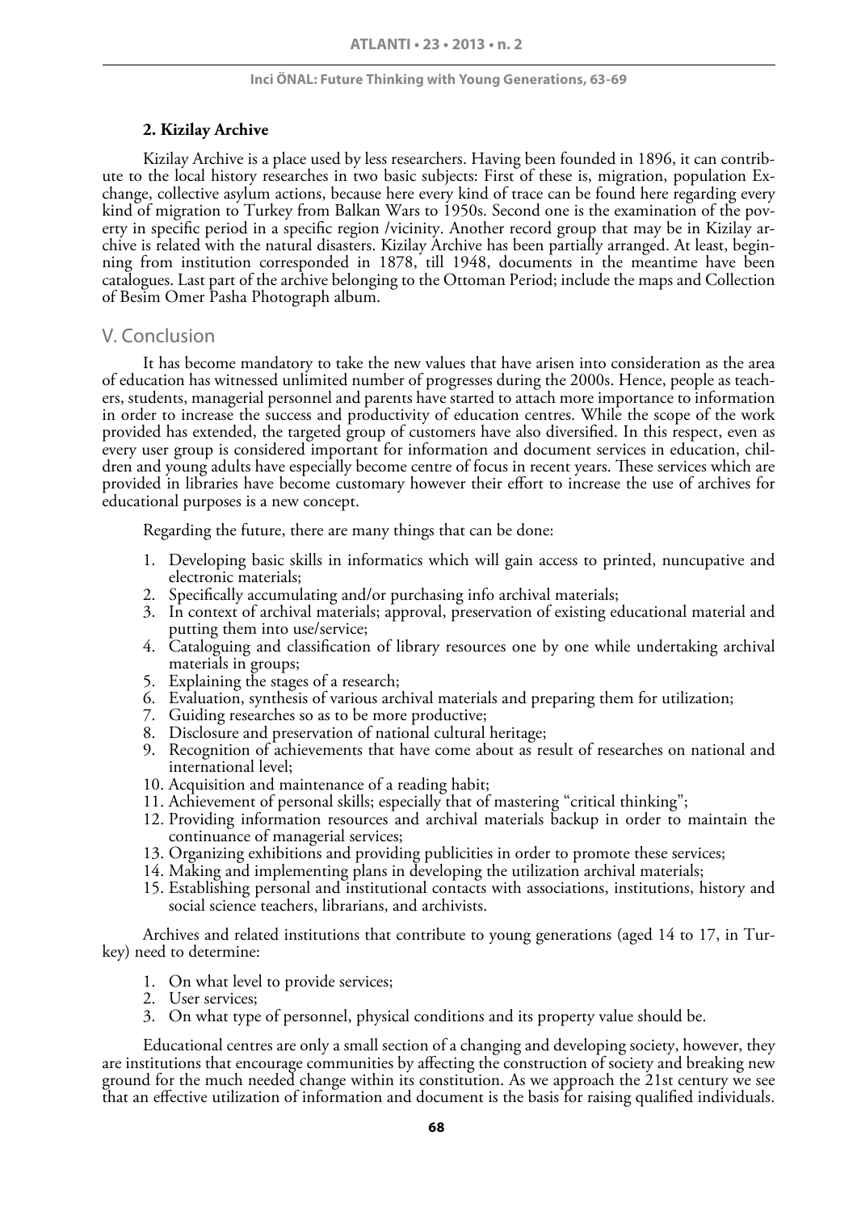### 2. Kizilay Archive

Kizilay Archive is a place used by less researchers. Having been founded in 1896, it can contribute to the local history researches in two basic subjects: First of these is, migration, population Exchange, collective asylum actions, because here every kind of trace can be found here regarding every kind of migration to Turkey from Balkan Wars to 1950s. Second one is the examination of the poverty in specific period in a specific region /vicinity. Another record group that may be in Kizilay archive is related with the natural disasters. Kizilay Archive has been partially arranged. At least, beginning from institution corresponded in 1878, till 1948, documents in the meantime have been catalogues. Last part of the archive belonging to the Ottoman Period; include the maps and Collection of Besim Omer Pasha Photograph album.

## V. Conclusion

It has become mandatory to take the new values that have arisen into consideration as the area of education has witnessed unlimited number of progresses during the 2000s. Hence, people as teachers, students, managerial personnel and parents have started to attach more importance to information in order to increase the success and productivity of education centres. While the scope of the work provided has extended, the targeted group of customers have also diversified. In this respect, even as every user group is considered important for information and document services in education, children and young adults have especially become centre of focus in recent years. These services which are provided in libraries have become customary however their effort to increase the use of archives for educational purposes is a new concept.

Regarding the future, there are many things that can be done:

1. Developing basic skills in informatics which will gain access to printed, nuncupative and electronic materials;
2. Specifically accumulating and/or purchasing info archival materials;
3. In context of archival materials; approval, preservation of existing educational material and putting them into use/service;
4. Cataloguing and classification of library resources one by one while undertaking archival materials in groups;
5. Explaining the stages of a research;
6. Evaluation, synthesis of various archival materials and preparing them for utilization;
7. Guiding researches so as to be more productive;
8. Disclosure and preservation of national cultural heritage;
9. Recognition of achievements that have come about as result of researches on national and international level;
10. Acquisition and maintenance of a reading habit;
11. Achievement of personal skills; especially that of mastering "critical thinking";
12. Providing information resources and archival materials backup in order to maintain the continuance of managerial services;
13. Organizing exhibitions and providing publicities in order to promote these services;
14. Making and implementing plans in developing the utilization archival materials;
15. Establishing personal and institutional contacts with associations, institutions, history and social science teachers, librarians, and archivists.

Archives and related institutions that contribute to young generations (aged 14 to 17, in Turkey) need to determine:

1. On what level to provide services;
2. User services;
3. On what type of personnel, physical conditions and its property value should be.

Educational centres are only a small section of a changing and developing society, however, they are institutions that encourage communities by affecting the construction of society and breaking new ground for the much needed change within its constitution. As we approach the 21st century we see that an effective utilization of information and document is the basis for raising qualified individuals.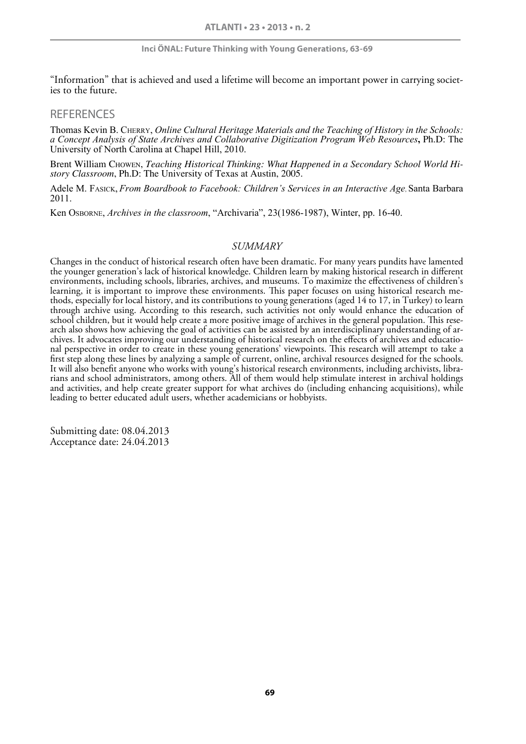"Information" that is achieved and used a lifetime will become an important power in carrying societies to the future.

## REFERENCES

Thomas Kevin B. Cherry, *Online Cultural Heritage Materials and the Teaching of History in the Schools: a Concept Analysis of State Archives and Collaborative Digitization Program Web Resources***,** Ph.D: The University of North Carolina at Chapel Hill, 2010.

Brent William Chowen, *Teaching Historical Thinking: What Happened in a Secondary School World History Classroom*, Ph.D: The University of Texas at Austin, 2005.

Adele M. Fasick, *From Boardbook to Facebook: Children's Services in an Interactive Age*, Santa Barbara 2011.

Ken Osborne, *Archives in the classroom*, "Archivaria", 23(1986-1987), Winter, pp. 16-40.

### *SUMMARY*

Changes in the conduct of historical research often have been dramatic. For many years pundits have lamented the younger generation's lack of historical knowledge. Children learn by making historical research in different environments, including schools, libraries, archives, and museums. To maximize the effectiveness of children's learning, it is important to improve these environments. This paper focuses on using historical research methods, especially for local history, and its contributions to young generations (aged 14 to 17, in Turkey) to learn through archive using. According to this research, such activities not only would enhance the education of school children, but it would help create a more positive image of archives in the general population. This research also shows how achieving the goal of activities can be assisted by an interdisciplinary understanding of archives. It advocates improving our understanding of historical research on the effects of archives and educational perspective in order to create in these young generations' viewpoints. This research will attempt to take a first step along these lines by analyzing a sample of current, online, archival resources designed for the schools. It will also benefit anyone who works with young's historical research environments, including archivists, librarians and school administrators, among others. All of them would help stimulate interest in archival holdings and activities, and help create greater support for what archives do (including enhancing acquisitions), while leading to better educated adult users, whether academicians or hobbyists.

Submitting date: 08.04.2013
Acceptance date: 24.04.2013